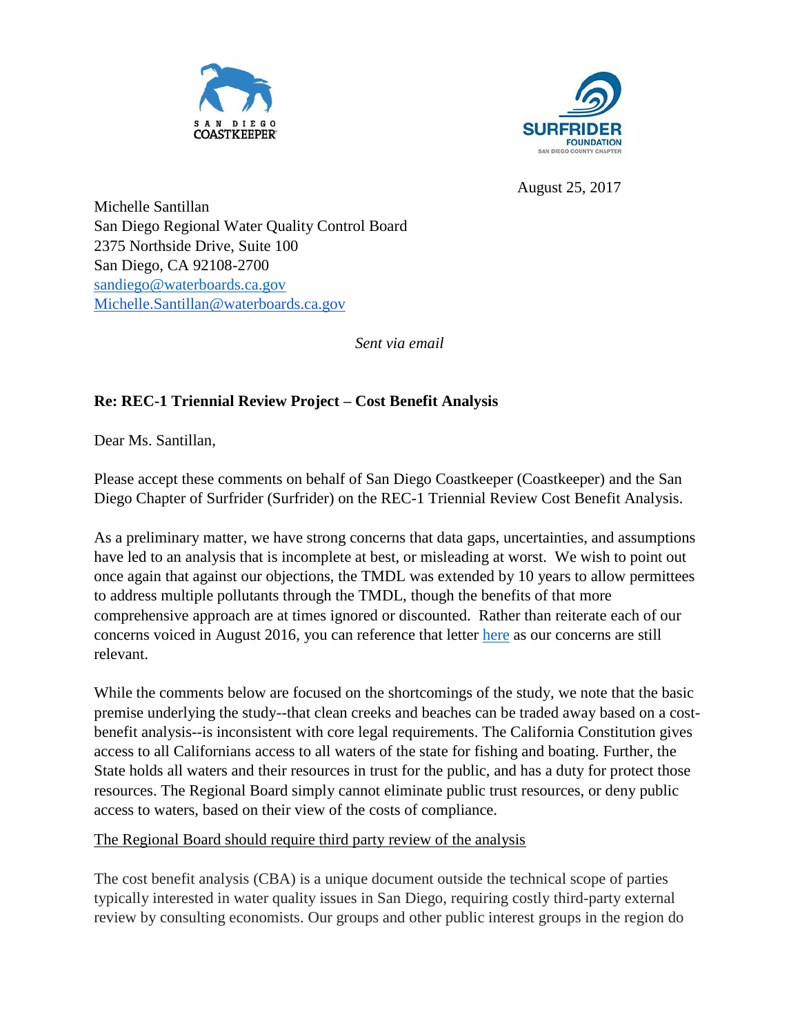SAN DIEGO COASTKEEPER

SURFRIDER FOUNDATION
SAN DIEGO COUNTY CHAPTER

August 25, 2017

Michelle Santillan
San Diego Regional Water Quality Control Board
2375 Northside Drive, Suite 100
San Diego, CA 92108-2700
sandiego@waterboards.ca.gov
Michelle.Santillan@waterboards.ca.gov

*Sent via email*

**Re: REC-1 Triennial Review Project – Cost Benefit Analysis**

Dear Ms. Santillan,

Please accept these comments on behalf of San Diego Coastkeeper (Coastkeeper) and the San Diego Chapter of Surfrider (Surfrider) on the REC-1 Triennial Review Cost Benefit Analysis.

As a preliminary matter, we have strong concerns that data gaps, uncertainties, and assumptions have led to an analysis that is incomplete at best, or misleading at worst. We wish to point out once again that against our objections, the TMDL was extended by 10 years to allow permittees to address multiple pollutants through the TMDL, though the benefits of that more comprehensive approach are at times ignored or discounted. Rather than reiterate each of our concerns voiced in August 2016, you can reference that letter here as our concerns are still relevant.

While the comments below are focused on the shortcomings of the study, we note that the basic premise underlying the study--that clean creeks and beaches can be traded away based on a cost-benefit analysis--is inconsistent with core legal requirements. The California Constitution gives access to all Californians access to all waters of the state for fishing and boating. Further, the State holds all waters and their resources in trust for the public, and has a duty for protect those resources. The Regional Board simply cannot eliminate public trust resources, or deny public access to waters, based on their view of the costs of compliance.

<u>The Regional Board should require third party review of the analysis</u>

The cost benefit analysis (CBA) is a unique document outside the technical scope of parties typically interested in water quality issues in San Diego, requiring costly third-party external review by consulting economists. Our groups and other public interest groups in the region do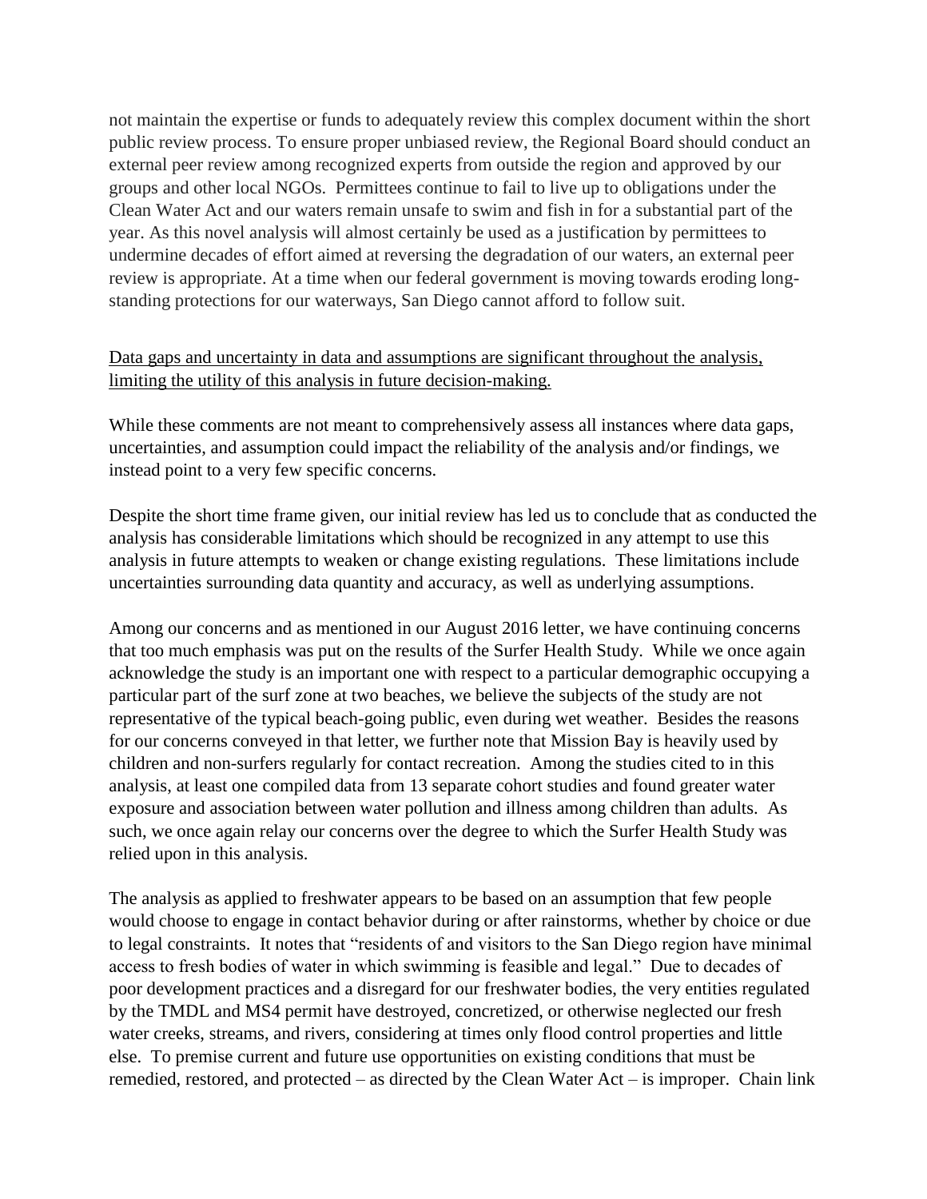not maintain the expertise or funds to adequately review this complex document within the short public review process. To ensure proper unbiased review, the Regional Board should conduct an external peer review among recognized experts from outside the region and approved by our groups and other local NGOs. Permittees continue to fail to live up to obligations under the Clean Water Act and our waters remain unsafe to swim and fish in for a substantial part of the year. As this novel analysis will almost certainly be used as a justification by permittees to undermine decades of effort aimed at reversing the degradation of our waters, an external peer review is appropriate. At a time when our federal government is moving towards eroding long-standing protections for our waterways, San Diego cannot afford to follow suit.

<u>Data gaps and uncertainty in data and assumptions are significant throughout the analysis, limiting the utility of this analysis in future decision-making.</u>

While these comments are not meant to comprehensively assess all instances where data gaps, uncertainties, and assumption could impact the reliability of the analysis and/or findings, we instead point to a very few specific concerns.

Despite the short time frame given, our initial review has led us to conclude that as conducted the analysis has considerable limitations which should be recognized in any attempt to use this analysis in future attempts to weaken or change existing regulations. These limitations include uncertainties surrounding data quantity and accuracy, as well as underlying assumptions.

Among our concerns and as mentioned in our August 2016 letter, we have continuing concerns that too much emphasis was put on the results of the Surfer Health Study. While we once again acknowledge the study is an important one with respect to a particular demographic occupying a particular part of the surf zone at two beaches, we believe the subjects of the study are not representative of the typical beach-going public, even during wet weather. Besides the reasons for our concerns conveyed in that letter, we further note that Mission Bay is heavily used by children and non-surfers regularly for contact recreation. Among the studies cited to in this analysis, at least one compiled data from 13 separate cohort studies and found greater water exposure and association between water pollution and illness among children than adults. As such, we once again relay our concerns over the degree to which the Surfer Health Study was relied upon in this analysis.

The analysis as applied to freshwater appears to be based on an assumption that few people would choose to engage in contact behavior during or after rainstorms, whether by choice or due to legal constraints. It notes that "residents of and visitors to the San Diego region have minimal access to fresh bodies of water in which swimming is feasible and legal." Due to decades of poor development practices and a disregard for our freshwater bodies, the very entities regulated by the TMDL and MS4 permit have destroyed, concretized, or otherwise neglected our fresh water creeks, streams, and rivers, considering at times only flood control properties and little else. To premise current and future use opportunities on existing conditions that must be remedied, restored, and protected – as directed by the Clean Water Act – is improper. Chain link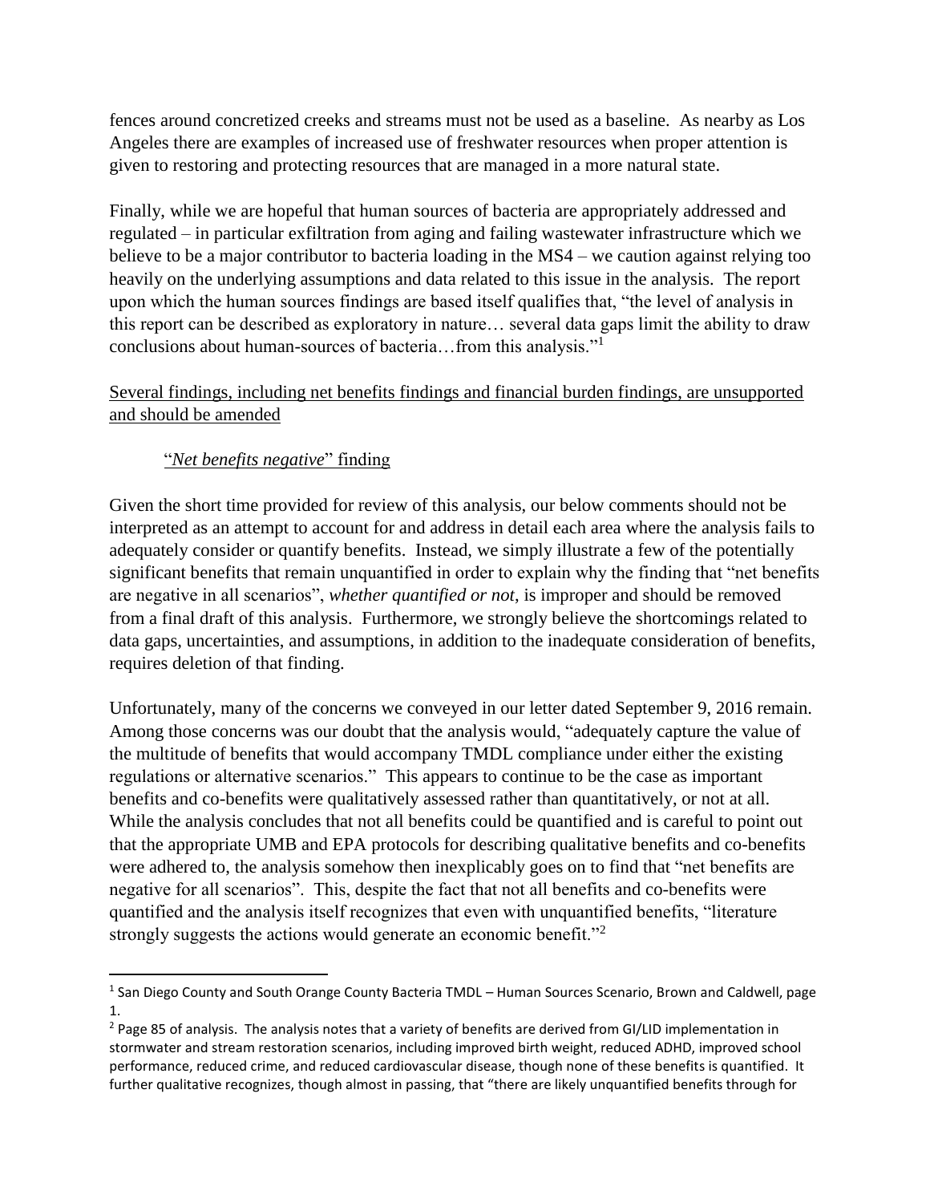fences around concretized creeks and streams must not be used as a baseline. As nearby as Los Angeles there are examples of increased use of freshwater resources when proper attention is given to restoring and protecting resources that are managed in a more natural state.

Finally, while we are hopeful that human sources of bacteria are appropriately addressed and regulated – in particular exfiltration from aging and failing wastewater infrastructure which we believe to be a major contributor to bacteria loading in the MS4 – we caution against relying too heavily on the underlying assumptions and data related to this issue in the analysis. The report upon which the human sources findings are based itself qualifies that, "the level of analysis in this report can be described as exploratory in nature… several data gaps limit the ability to draw conclusions about human-sources of bacteria…from this analysis."[1]

<u>Several findings, including net benefits findings and financial burden findings, are unsupported and should be amended</u>

<u>"*Net benefits negative*" finding</u>

Given the short time provided for review of this analysis, our below comments should not be interpreted as an attempt to account for and address in detail each area where the analysis fails to adequately consider or quantify benefits. Instead, we simply illustrate a few of the potentially significant benefits that remain unquantified in order to explain why the finding that "net benefits are negative in all scenarios", *whether quantified or not*, is improper and should be removed from a final draft of this analysis. Furthermore, we strongly believe the shortcomings related to data gaps, uncertainties, and assumptions, in addition to the inadequate consideration of benefits, requires deletion of that finding.

Unfortunately, many of the concerns we conveyed in our letter dated September 9, 2016 remain. Among those concerns was our doubt that the analysis would, "adequately capture the value of the multitude of benefits that would accompany TMDL compliance under either the existing regulations or alternative scenarios." This appears to continue to be the case as important benefits and co-benefits were qualitatively assessed rather than quantitatively, or not at all. While the analysis concludes that not all benefits could be quantified and is careful to point out that the appropriate UMB and EPA protocols for describing qualitative benefits and co-benefits were adhered to, the analysis somehow then inexplicably goes on to find that "net benefits are negative for all scenarios". This, despite the fact that not all benefits and co-benefits were quantified and the analysis itself recognizes that even with unquantified benefits, "literature strongly suggests the actions would generate an economic benefit."[2]

---

[1] San Diego County and South Orange County Bacteria TMDL – Human Sources Scenario, Brown and Caldwell, page 1.

[2] Page 85 of analysis. The analysis notes that a variety of benefits are derived from GI/LID implementation in stormwater and stream restoration scenarios, including improved birth weight, reduced ADHD, improved school performance, reduced crime, and reduced cardiovascular disease, though none of these benefits is quantified. It further qualitative recognizes, though almost in passing, that "there are likely unquantified benefits through for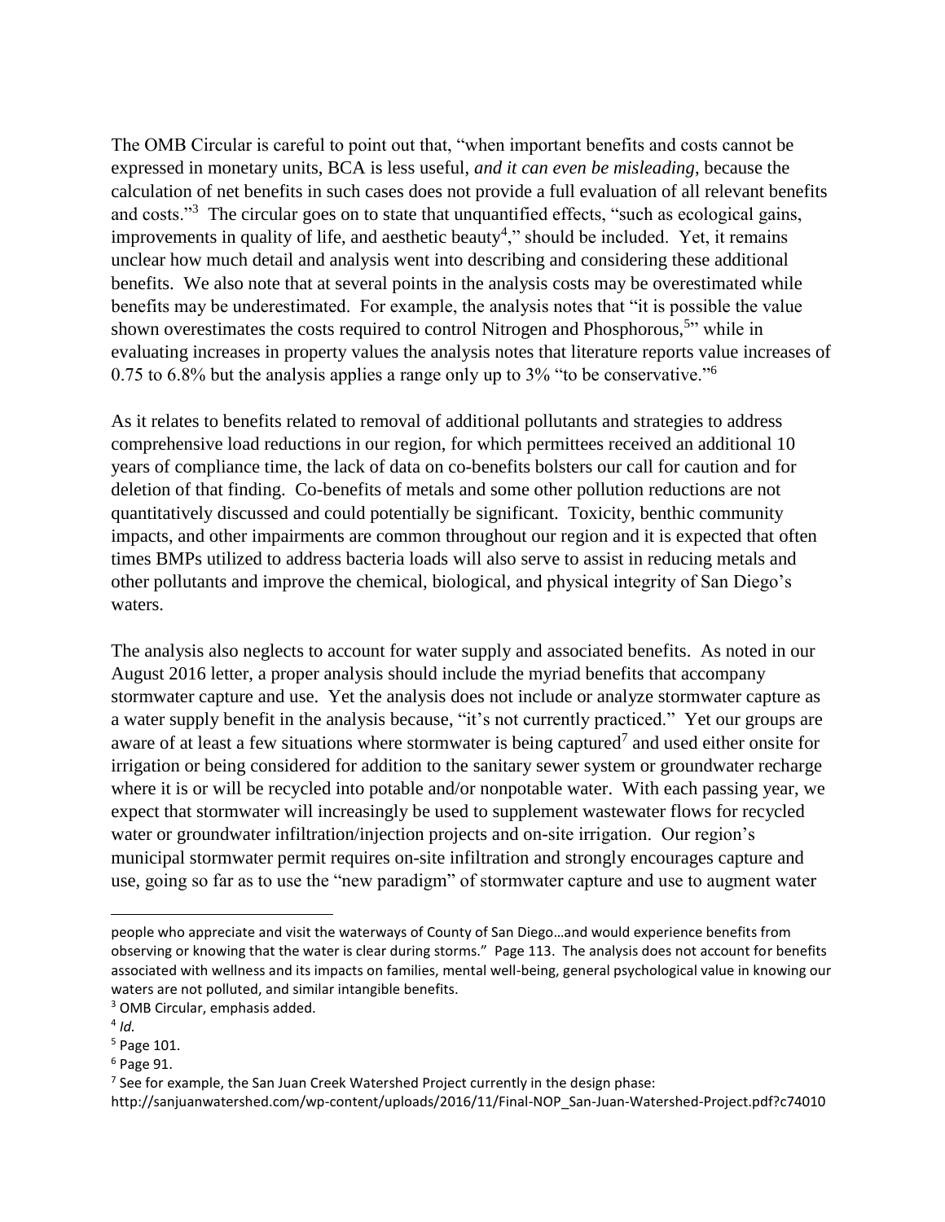The OMB Circular is careful to point out that, "when important benefits and costs cannot be expressed in monetary units, BCA is less useful, *and it can even be misleading*, because the calculation of net benefits in such cases does not provide a full evaluation of all relevant benefits and costs."[3] The circular goes on to state that unquantified effects, "such as ecological gains, improvements in quality of life, and aesthetic beauty[4]," should be included. Yet, it remains unclear how much detail and analysis went into describing and considering these additional benefits. We also note that at several points in the analysis costs may be overestimated while benefits may be underestimated. For example, the analysis notes that "it is possible the value shown overestimates the costs required to control Nitrogen and Phosphorous,[5]" while in evaluating increases in property values the analysis notes that literature reports value increases of 0.75 to 6.8% but the analysis applies a range only up to 3% "to be conservative."[6]

As it relates to benefits related to removal of additional pollutants and strategies to address comprehensive load reductions in our region, for which permittees received an additional 10 years of compliance time, the lack of data on co-benefits bolsters our call for caution and for deletion of that finding. Co-benefits of metals and some other pollution reductions are not quantitatively discussed and could potentially be significant. Toxicity, benthic community impacts, and other impairments are common throughout our region and it is expected that often times BMPs utilized to address bacteria loads will also serve to assist in reducing metals and other pollutants and improve the chemical, biological, and physical integrity of San Diego's waters.

The analysis also neglects to account for water supply and associated benefits. As noted in our August 2016 letter, a proper analysis should include the myriad benefits that accompany stormwater capture and use. Yet the analysis does not include or analyze stormwater capture as a water supply benefit in the analysis because, "it's not currently practiced." Yet our groups are aware of at least a few situations where stormwater is being captured[7] and used either onsite for irrigation or being considered for addition to the sanitary sewer system or groundwater recharge where it is or will be recycled into potable and/or nonpotable water. With each passing year, we expect that stormwater will increasingly be used to supplement wastewater flows for recycled water or groundwater infiltration/injection projects and on-site irrigation. Our region's municipal stormwater permit requires on-site infiltration and strongly encourages capture and use, going so far as to use the "new paradigm" of stormwater capture and use to augment water

---

people who appreciate and visit the waterways of County of San Diego…and would experience benefits from observing or knowing that the water is clear during storms." Page 113. The analysis does not account for benefits associated with wellness and its impacts on families, mental well-being, general psychological value in knowing our waters are not polluted, and similar intangible benefits.

[3] OMB Circular, emphasis added.

[4] *Id.*

[5] Page 101.

[6] Page 91.

[7] See for example, the San Juan Creek Watershed Project currently in the design phase: http://sanjuanwatershed.com/wp-content/uploads/2016/11/Final-NOP_San-Juan-Watershed-Project.pdf?c74010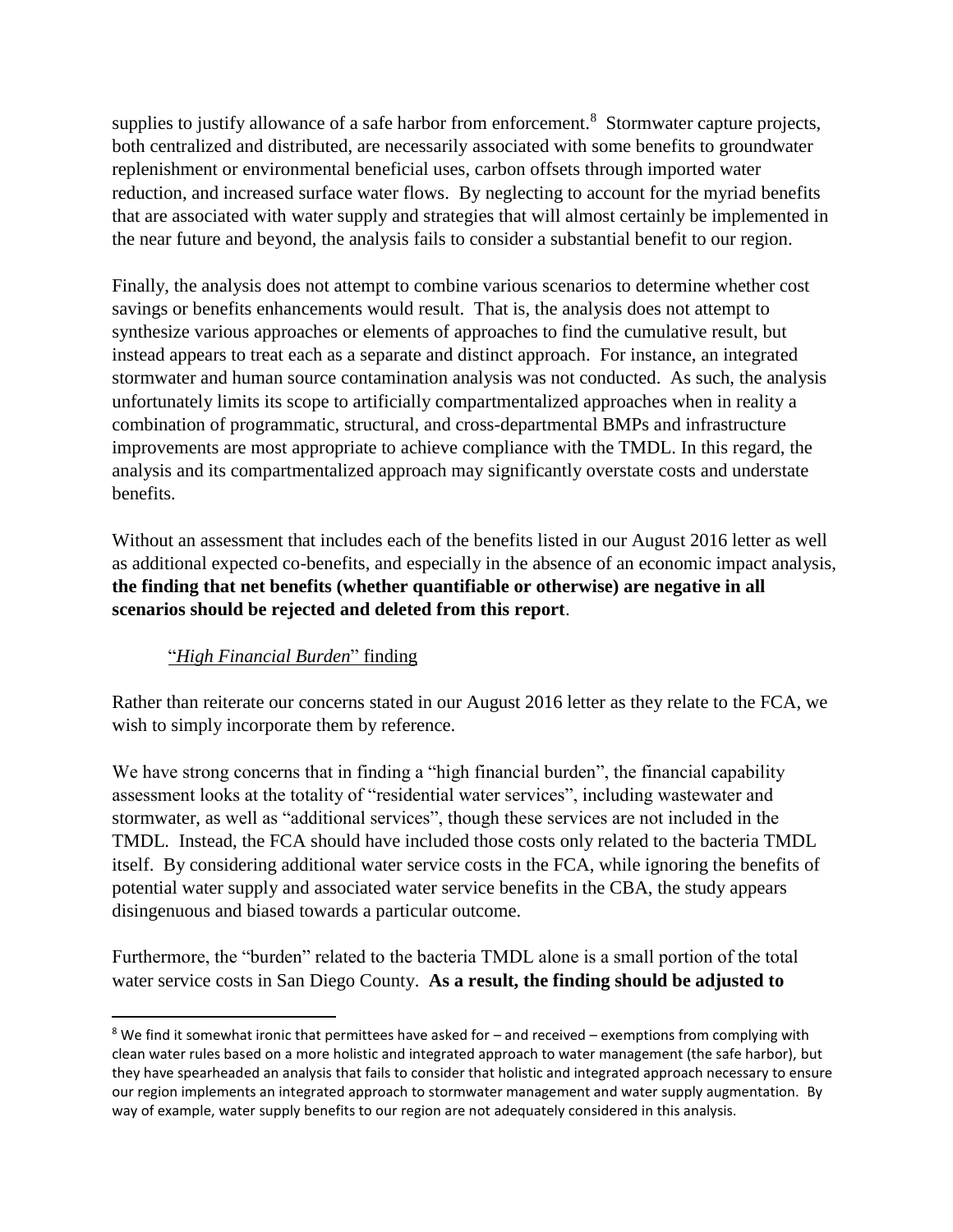supplies to justify allowance of a safe harbor from enforcement.[8] Stormwater capture projects, both centralized and distributed, are necessarily associated with some benefits to groundwater replenishment or environmental beneficial uses, carbon offsets through imported water reduction, and increased surface water flows. By neglecting to account for the myriad benefits that are associated with water supply and strategies that will almost certainly be implemented in the near future and beyond, the analysis fails to consider a substantial benefit to our region.

Finally, the analysis does not attempt to combine various scenarios to determine whether cost savings or benefits enhancements would result. That is, the analysis does not attempt to synthesize various approaches or elements of approaches to find the cumulative result, but instead appears to treat each as a separate and distinct approach. For instance, an integrated stormwater and human source contamination analysis was not conducted. As such, the analysis unfortunately limits its scope to artificially compartmentalized approaches when in reality a combination of programmatic, structural, and cross-departmental BMPs and infrastructure improvements are most appropriate to achieve compliance with the TMDL. In this regard, the analysis and its compartmentalized approach may significantly overstate costs and understate benefits.

Without an assessment that includes each of the benefits listed in our August 2016 letter as well as additional expected co-benefits, and especially in the absence of an economic impact analysis, **the finding that net benefits (whether quantifiable or otherwise) are negative in all scenarios should be rejected and deleted from this report**.

"*High Financial Burden*" finding

Rather than reiterate our concerns stated in our August 2016 letter as they relate to the FCA, we wish to simply incorporate them by reference.

We have strong concerns that in finding a "high financial burden", the financial capability assessment looks at the totality of "residential water services", including wastewater and stormwater, as well as "additional services", though these services are not included in the TMDL. Instead, the FCA should have included those costs only related to the bacteria TMDL itself. By considering additional water service costs in the FCA, while ignoring the benefits of potential water supply and associated water service benefits in the CBA, the study appears disingenuous and biased towards a particular outcome.

Furthermore, the "burden" related to the bacteria TMDL alone is a small portion of the total water service costs in San Diego County. **As a result, the finding should be adjusted to**

[8] We find it somewhat ironic that permittees have asked for – and received – exemptions from complying with clean water rules based on a more holistic and integrated approach to water management (the safe harbor), but they have spearheaded an analysis that fails to consider that holistic and integrated approach necessary to ensure our region implements an integrated approach to stormwater management and water supply augmentation. By way of example, water supply benefits to our region are not adequately considered in this analysis.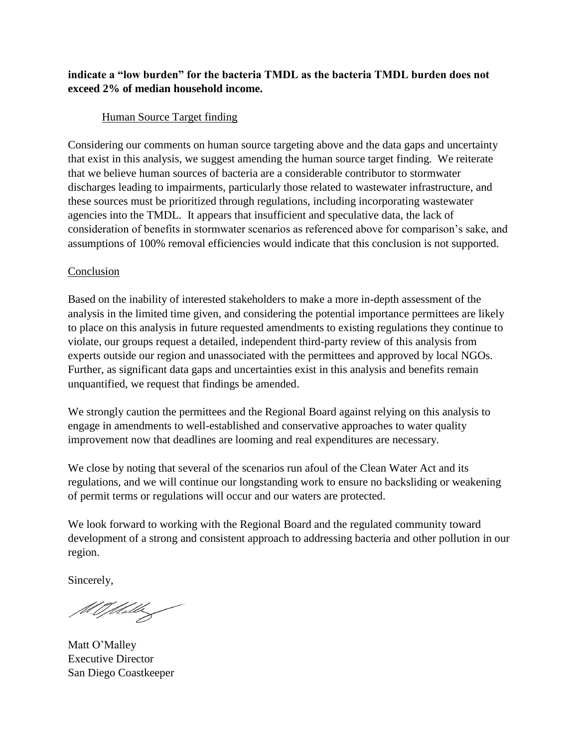**indicate a "low burden" for the bacteria TMDL as the bacteria TMDL burden does not exceed 2% of median household income.**

Human Source Target finding

Considering our comments on human source targeting above and the data gaps and uncertainty that exist in this analysis, we suggest amending the human source target finding. We reiterate that we believe human sources of bacteria are a considerable contributor to stormwater discharges leading to impairments, particularly those related to wastewater infrastructure, and these sources must be prioritized through regulations, including incorporating wastewater agencies into the TMDL. It appears that insufficient and speculative data, the lack of consideration of benefits in stormwater scenarios as referenced above for comparison's sake, and assumptions of 100% removal efficiencies would indicate that this conclusion is not supported.

Conclusion

Based on the inability of interested stakeholders to make a more in-depth assessment of the analysis in the limited time given, and considering the potential importance permittees are likely to place on this analysis in future requested amendments to existing regulations they continue to violate, our groups request a detailed, independent third-party review of this analysis from experts outside our region and unassociated with the permittees and approved by local NGOs. Further, as significant data gaps and uncertainties exist in this analysis and benefits remain unquantified, we request that findings be amended.

We strongly caution the permittees and the Regional Board against relying on this analysis to engage in amendments to well-established and conservative approaches to water quality improvement now that deadlines are looming and real expenditures are necessary.

We close by noting that several of the scenarios run afoul of the Clean Water Act and its regulations, and we will continue our longstanding work to ensure no backsliding or weakening of permit terms or regulations will occur and our waters are protected.

We look forward to working with the Regional Board and the regulated community toward development of a strong and consistent approach to addressing bacteria and other pollution in our region.

Sincerely,

Matt O'Malley
Executive Director
San Diego Coastkeeper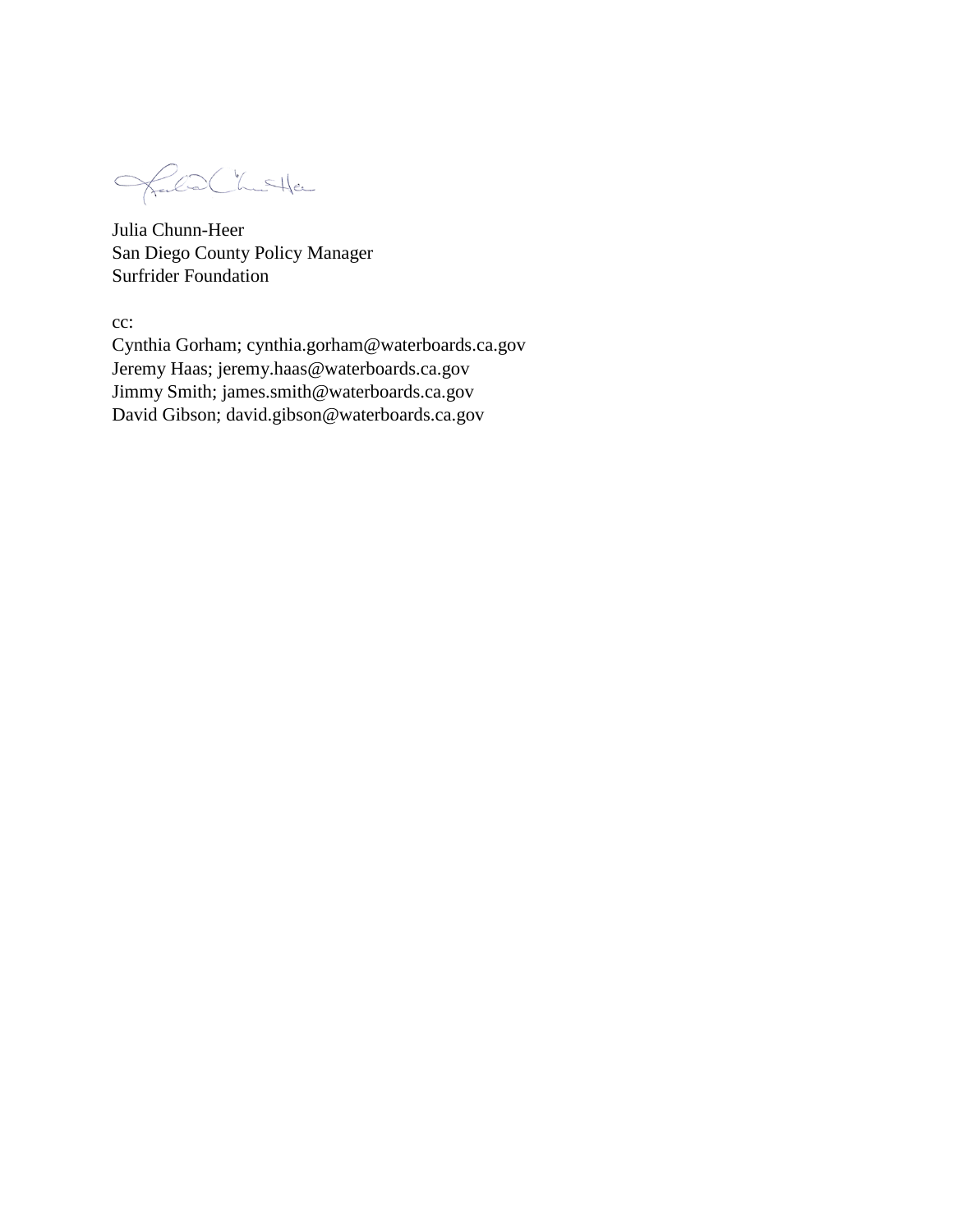Julia Chunn-Heer
San Diego County Policy Manager
Surfrider Foundation

cc:
Cynthia Gorham; cynthia.gorham@waterboards.ca.gov
Jeremy Haas; jeremy.haas@waterboards.ca.gov
Jimmy Smith; james.smith@waterboards.ca.gov
David Gibson; david.gibson@waterboards.ca.gov